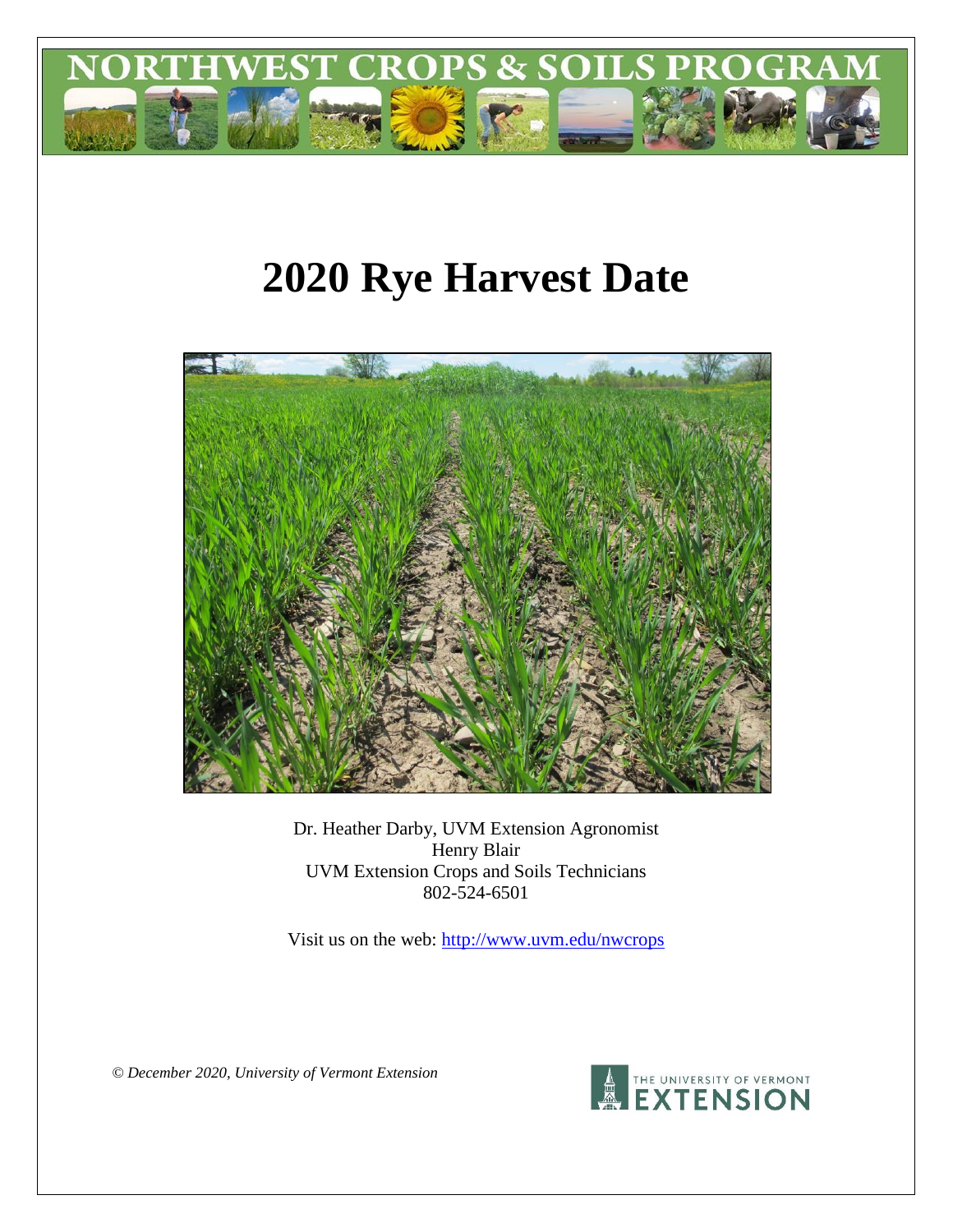# NORTHWEST CROPS & SOILS PROGRAM

# 2020 Rye Harvest Date

Dr. Heather Darby, UVM Extension Agronomist
Henry Blair
UVM Extension Crops and Soils Technicians
802-524-6501

Visit us on the web: http://www.uvm.edu/nwcrops

*© December 2020, University of Vermont Extension*

THE UNIVERSITY OF VERMONT EXTENSION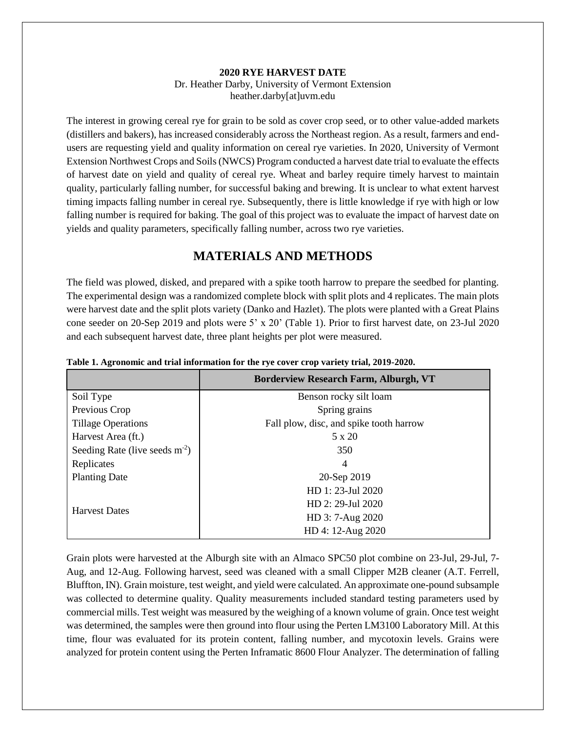**2020 RYE HARVEST DATE**
Dr. Heather Darby, University of Vermont Extension
heather.darby[at]uvm.edu

The interest in growing cereal rye for grain to be sold as cover crop seed, or to other value-added markets (distillers and bakers), has increased considerably across the Northeast region. As a result, farmers and end-users are requesting yield and quality information on cereal rye varieties. In 2020, University of Vermont Extension Northwest Crops and Soils (NWCS) Program conducted a harvest date trial to evaluate the effects of harvest date on yield and quality of cereal rye. Wheat and barley require timely harvest to maintain quality, particularly falling number, for successful baking and brewing. It is unclear to what extent harvest timing impacts falling number in cereal rye. Subsequently, there is little knowledge if rye with high or low falling number is required for baking. The goal of this project was to evaluate the impact of harvest date on yields and quality parameters, specifically falling number, across two rye varieties.

## MATERIALS AND METHODS

The field was plowed, disked, and prepared with a spike tooth harrow to prepare the seedbed for planting. The experimental design was a randomized complete block with split plots and 4 replicates. The main plots were harvest date and the split plots variety (Danko and Hazlet). The plots were planted with a Great Plains cone seeder on 20-Sep 2019 and plots were 5' x 20' (Table 1). Prior to first harvest date, on 23-Jul 2020 and each subsequent harvest date, three plant heights per plot were measured.

**Table 1. Agronomic and trial information for the rye cover crop variety trial, 2019-2020.**

| | Borderview Research Farm, Alburgh, VT |
|---|---|
| Soil Type | Benson rocky silt loam |
| Previous Crop | Spring grains |
| Tillage Operations | Fall plow, disc, and spike tooth harrow |
| Harvest Area (ft.) | 5 x 20 |
| Seeding Rate (live seeds $m^{-2}$) | 350 |
| Replicates | 4 |
| Planting Date | 20-Sep 2019 |
| Harvest Dates | HD 1: 23-Jul 2020 |
| | HD 2: 29-Jul 2020 |
| | HD 3: 7-Aug 2020 |
| | HD 4: 12-Aug 2020 |

Grain plots were harvested at the Alburgh site with an Almaco SPC50 plot combine on 23-Jul, 29-Jul, 7-Aug, and 12-Aug. Following harvest, seed was cleaned with a small Clipper M2B cleaner (A.T. Ferrell, Bluffton, IN). Grain moisture, test weight, and yield were calculated. An approximate one-pound subsample was collected to determine quality. Quality measurements included standard testing parameters used by commercial mills. Test weight was measured by the weighing of a known volume of grain. Once test weight was determined, the samples were then ground into flour using the Perten LM3100 Laboratory Mill. At this time, flour was evaluated for its protein content, falling number, and mycotoxin levels. Grains were analyzed for protein content using the Perten Inframatic 8600 Flour Analyzer. The determination of falling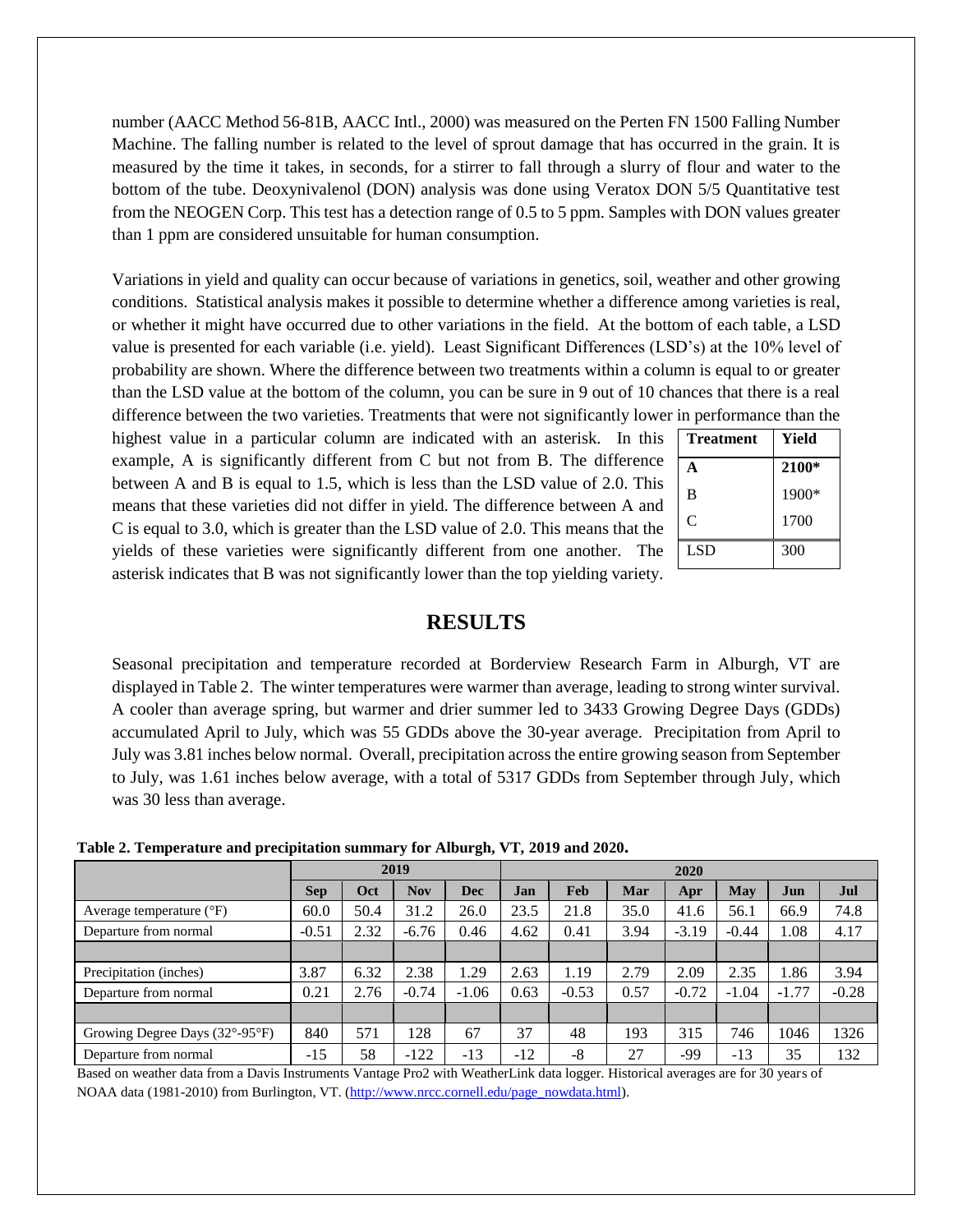number (AACC Method 56-81B, AACC Intl., 2000) was measured on the Perten FN 1500 Falling Number Machine. The falling number is related to the level of sprout damage that has occurred in the grain. It is measured by the time it takes, in seconds, for a stirrer to fall through a slurry of flour and water to the bottom of the tube. Deoxynivalenol (DON) analysis was done using Veratox DON 5/5 Quantitative test from the NEOGEN Corp. This test has a detection range of 0.5 to 5 ppm. Samples with DON values greater than 1 ppm are considered unsuitable for human consumption.

Variations in yield and quality can occur because of variations in genetics, soil, weather and other growing conditions. Statistical analysis makes it possible to determine whether a difference among varieties is real, or whether it might have occurred due to other variations in the field. At the bottom of each table, a LSD value is presented for each variable (i.e. yield). Least Significant Differences (LSD's) at the 10% level of probability are shown. Where the difference between two treatments within a column is equal to or greater than the LSD value at the bottom of the column, you can be sure in 9 out of 10 chances that there is a real difference between the two varieties. Treatments that were not significantly lower in performance than the highest value in a particular column are indicated with an asterisk. In this example, A is significantly different from C but not from B. The difference between A and B is equal to 1.5, which is less than the LSD value of 2.0. This means that these varieties did not differ in yield. The difference between A and C is equal to 3.0, which is greater than the LSD value of 2.0. This means that the yields of these varieties were significantly different from one another. The asterisk indicates that B was not significantly lower than the top yielding variety.

| Treatment | Yield |
|---|---|
| **A** | **2100*** |
| B | 1900* |
| C | 1700 |
| LSD | 300 |

## RESULTS

Seasonal precipitation and temperature recorded at Borderview Research Farm in Alburgh, VT are displayed in Table 2. The winter temperatures were warmer than average, leading to strong winter survival. A cooler than average spring, but warmer and drier summer led to 3433 Growing Degree Days (GDDs) accumulated April to July, which was 55 GDDs above the 30-year average. Precipitation from April to July was 3.81 inches below normal. Overall, precipitation across the entire growing season from September to July, was 1.61 inches below average, with a total of 5317 GDDs from September through July, which was 30 less than average.

**Table 2. Temperature and precipitation summary for Alburgh, VT, 2019 and 2020.**

| | 2019 | | | | 2020 | | | | | | |
|---|---|---|---|---|---|---|---|---|---|---|---|
| | **Sep** | **Oct** | **Nov** | **Dec** | **Jan** | **Feb** | **Mar** | **Apr** | **May** | **Jun** | **Jul** |
| Average temperature (°F) | 60.0 | 50.4 | 31.2 | 26.0 | 23.5 | 21.8 | 35.0 | 41.6 | 56.1 | 66.9 | 74.8 |
| Departure from normal | -0.51 | 2.32 | -6.76 | 0.46 | 4.62 | 0.41 | 3.94 | -3.19 | -0.44 | 1.08 | 4.17 |
| | | | | | | | | | | | |
| Precipitation (inches) | 3.87 | 6.32 | 2.38 | 1.29 | 2.63 | 1.19 | 2.79 | 2.09 | 2.35 | 1.86 | 3.94 |
| Departure from normal | 0.21 | 2.76 | -0.74 | -1.06 | 0.63 | -0.53 | 0.57 | -0.72 | -1.04 | -1.77 | -0.28 |
| | | | | | | | | | | | |
| Growing Degree Days (32°-95°F) | 840 | 571 | 128 | 67 | 37 | 48 | 193 | 315 | 746 | 1046 | 1326 |
| Departure from normal | -15 | 58 | -122 | -13 | -12 | -8 | 27 | -99 | -13 | 35 | 132 |

Based on weather data from a Davis Instruments Vantage Pro2 with WeatherLink data logger. Historical averages are for 30 years of NOAA data (1981-2010) from Burlington, VT. (http://www.nrcc.cornell.edu/page_nowdata.html).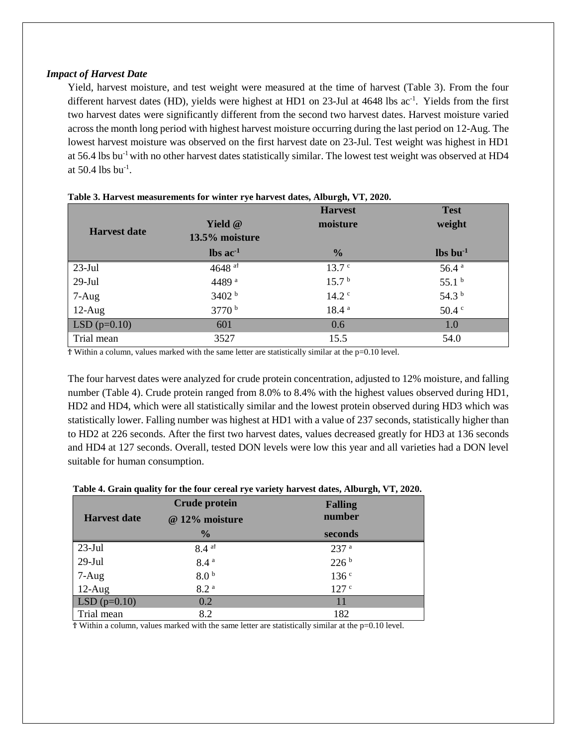### *Impact of Harvest Date*

Yield, harvest moisture, and test weight were measured at the time of harvest (Table 3). From the four different harvest dates (HD), yields were highest at HD1 on 23-Jul at 4648 lbs $ac^{-1}$. Yields from the first two harvest dates were significantly different from the second two harvest dates. Harvest moisture varied across the month long period with highest harvest moisture occurring during the last period on 12-Aug. The lowest harvest moisture was observed on the first harvest date on 23-Jul. Test weight was highest in HD1 at 56.4 lbs $bu^{-1}$ with no other harvest dates statistically similar. The lowest test weight was observed at HD4 at 50.4 lbs $bu^{-1}$.

**Table 3. Harvest measurements for winter rye harvest dates, Alburgh, VT, 2020.**

| Harvest date | Yield @ 13.5% moisture | Harvest moisture | Test weight |
|---|---|---|---|
| | lbs $ac^{-1}$ | % | lbs $bu^{-1}$ |
| 23-Jul | 4648 [a†] | 13.7 [c] | 56.4 [a] |
| 29-Jul | 4489 [a] | 15.7 [b] | 55.1 [b] |
| 7-Aug | 3402 [b] | 14.2 [c] | 54.3 [b] |
| 12-Aug | 3770 [b] | 18.4 [a] | 50.4 [c] |
| LSD (p=0.10) | 601 | 0.6 | 1.0 |
| Trial mean | 3527 | 15.5 | 54.0 |

† Within a column, values marked with the same letter are statistically similar at the p=0.10 level.

The four harvest dates were analyzed for crude protein concentration, adjusted to 12% moisture, and falling number (Table 4). Crude protein ranged from 8.0% to 8.4% with the highest values observed during HD1, HD2 and HD4, which were all statistically similar and the lowest protein observed during HD3 which was statistically lower. Falling number was highest at HD1 with a value of 237 seconds, statistically higher than to HD2 at 226 seconds. After the first two harvest dates, values decreased greatly for HD3 at 136 seconds and HD4 at 127 seconds. Overall, tested DON levels were low this year and all varieties had a DON level suitable for human consumption.

**Table 4. Grain quality for the four cereal rye variety harvest dates, Alburgh, VT, 2020.**

| Harvest date | Crude protein @ 12% moisture | Falling number |
|---|---|---|
| | % | seconds |
| 23-Jul | 8.4 [a†] | 237 [a] |
| 29-Jul | 8.4 [a] | 226 [b] |
| 7-Aug | 8.0 [b] | 136 [c] |
| 12-Aug | 8.2 [a] | 127 [c] |
| LSD (p=0.10) | 0.2 | 11 |
| Trial mean | 8.2 | 182 |

† Within a column, values marked with the same letter are statistically similar at the p=0.10 level.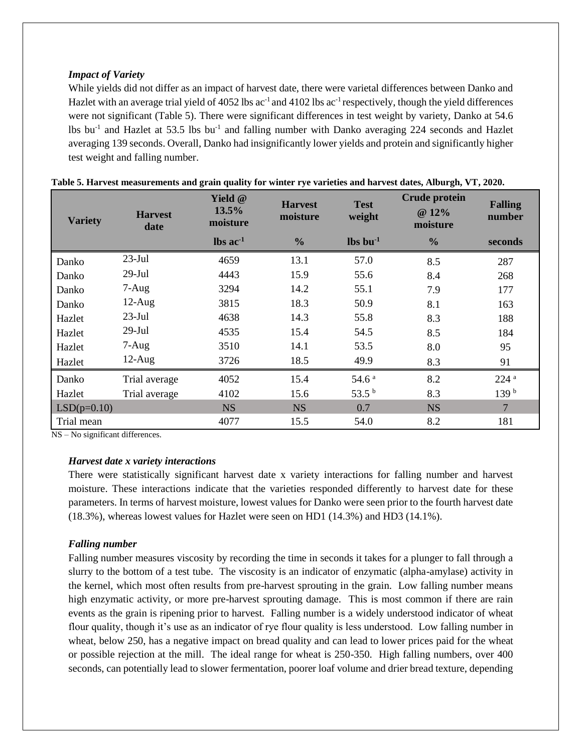### *Impact of Variety*

While yields did not differ as an impact of harvest date, there were varietal differences between Danko and Hazlet with an average trial yield of 4052 lbs ac$^{-1}$ and 4102 lbs ac$^{-1}$ respectively, though the yield differences were not significant (Table 5). There were significant differences in test weight by variety, Danko at 54.6 lbs bu$^{-1}$ and Hazlet at 53.5 lbs bu$^{-1}$ and falling number with Danko averaging 224 seconds and Hazlet averaging 139 seconds. Overall, Danko had insignificantly lower yields and protein and significantly higher test weight and falling number.

**Table 5. Harvest measurements and grain quality for winter rye varieties and harvest dates, Alburgh, VT, 2020.**

| Variety | Harvest date | Yield @ 13.5% moisture | Harvest moisture | Test weight | Crude protein @ 12% moisture | Falling number |
|---|---|---|---|---|---|---|
| | | lbs ac$^{-1}$ | % | lbs bu$^{-1}$ | % | seconds |
| Danko | 23-Jul | 4659 | 13.1 | 57.0 | 8.5 | 287 |
| Danko | 29-Jul | 4443 | 15.9 | 55.6 | 8.4 | 268 |
| Danko | 7-Aug | 3294 | 14.2 | 55.1 | 7.9 | 177 |
| Danko | 12-Aug | 3815 | 18.3 | 50.9 | 8.1 | 163 |
| Hazlet | 23-Jul | 4638 | 14.3 | 55.8 | 8.3 | 188 |
| Hazlet | 29-Jul | 4535 | 15.4 | 54.5 | 8.5 | 184 |
| Hazlet | 7-Aug | 3510 | 14.1 | 53.5 | 8.0 | 95 |
| Hazlet | 12-Aug | 3726 | 18.5 | 49.9 | 8.3 | 91 |
| Danko | Trial average | 4052 | 15.4 | 54.6 [a] | 8.2 | 224 [a] |
| Hazlet | Trial average | 4102 | 15.6 | 53.5 [b] | 8.3 | 139 [b] |
| LSD(p=0.10) | | NS | NS | 0.7 | NS | 7 |
| Trial mean | | 4077 | 15.5 | 54.0 | 8.2 | 181 |

NS – No significant differences.

### *Harvest date x variety interactions*

There were statistically significant harvest date x variety interactions for falling number and harvest moisture. These interactions indicate that the varieties responded differently to harvest date for these parameters. In terms of harvest moisture, lowest values for Danko were seen prior to the fourth harvest date (18.3%), whereas lowest values for Hazlet were seen on HD1 (14.3%) and HD3 (14.1%).

### *Falling number*

Falling number measures viscosity by recording the time in seconds it takes for a plunger to fall through a slurry to the bottom of a test tube. The viscosity is an indicator of enzymatic (alpha-amylase) activity in the kernel, which most often results from pre-harvest sprouting in the grain. Low falling number means high enzymatic activity, or more pre-harvest sprouting damage. This is most common if there are rain events as the grain is ripening prior to harvest. Falling number is a widely understood indicator of wheat flour quality, though it's use as an indicator of rye flour quality is less understood. Low falling number in wheat, below 250, has a negative impact on bread quality and can lead to lower prices paid for the wheat or possible rejection at the mill. The ideal range for wheat is 250-350. High falling numbers, over 400 seconds, can potentially lead to slower fermentation, poorer loaf volume and drier bread texture, depending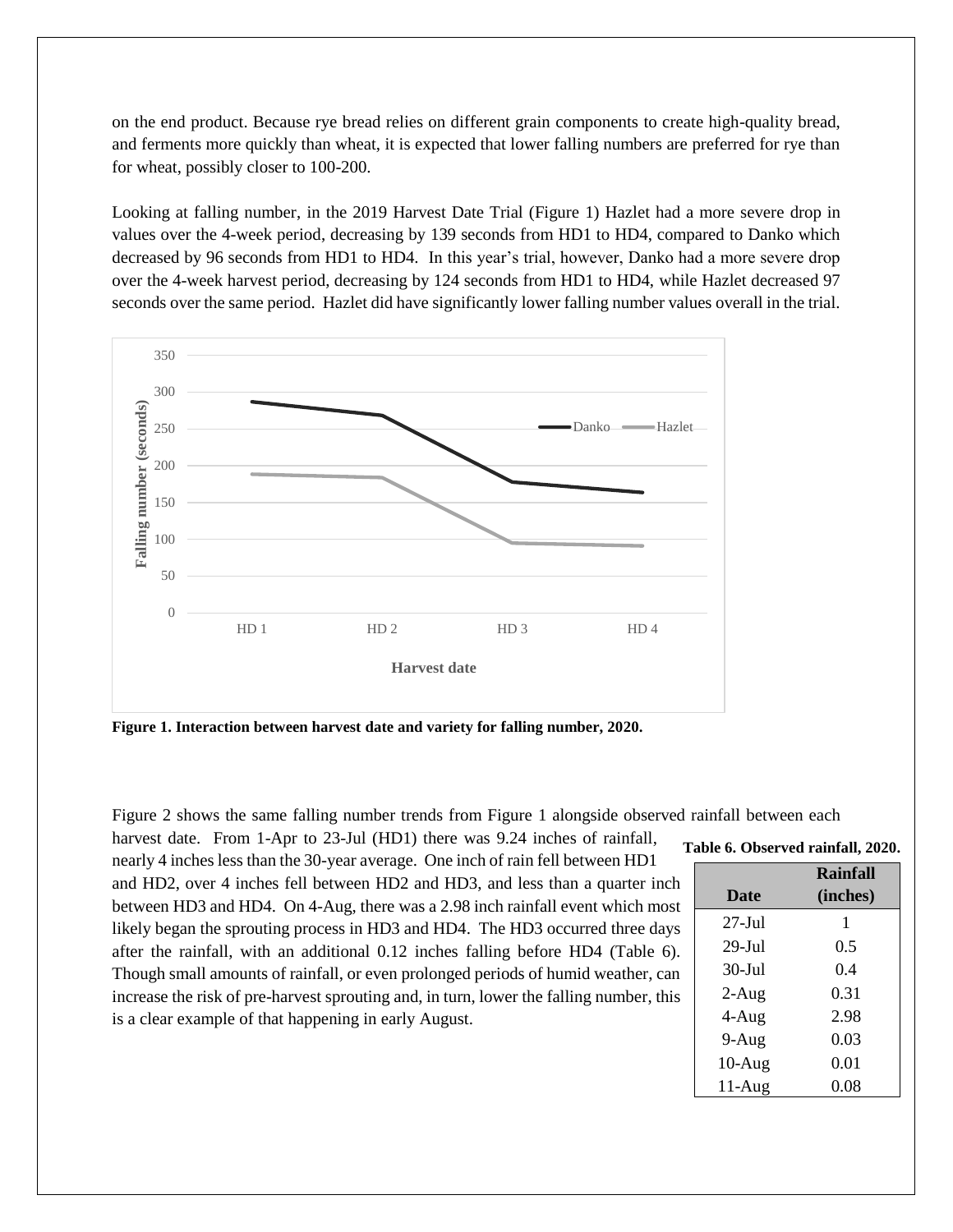on the end product. Because rye bread relies on different grain components to create high-quality bread, and ferments more quickly than wheat, it is expected that lower falling numbers are preferred for rye than for wheat, possibly closer to 100-200.

Looking at falling number, in the 2019 Harvest Date Trial (Figure 1) Hazlet had a more severe drop in values over the 4-week period, decreasing by 139 seconds from HD1 to HD4, compared to Danko which decreased by 96 seconds from HD1 to HD4. In this year's trial, however, Danko had a more severe drop over the 4-week harvest period, decreasing by 124 seconds from HD1 to HD4, while Hazlet decreased 97 seconds over the same period. Hazlet did have significantly lower falling number values overall in the trial.

**Figure 1. Interaction between harvest date and variety for falling number, 2020.**

Figure 2 shows the same falling number trends from Figure 1 alongside observed rainfall between each harvest date. From 1-Apr to 23-Jul (HD1) there was 9.24 inches of rainfall, nearly 4 inches less than the 30-year average. One inch of rain fell between HD1 and HD2, over 4 inches fell between HD2 and HD3, and less than a quarter inch between HD3 and HD4. On 4-Aug, there was a 2.98 inch rainfall event which most likely began the sprouting process in HD3 and HD4. The HD3 occurred three days after the rainfall, with an additional 0.12 inches falling before HD4 (Table 6). Though small amounts of rainfall, or even prolonged periods of humid weather, can increase the risk of pre-harvest sprouting and, in turn, lower the falling number, this is a clear example of that happening in early August.

**Table 6. Observed rainfall, 2020.**

| Date | Rainfall (inches) |
|---|---|
| 27-Jul | 1 |
| 29-Jul | 0.5 |
| 30-Jul | 0.4 |
| 2-Aug | 0.31 |
| 4-Aug | 2.98 |
| 9-Aug | 0.03 |
| 10-Aug | 0.01 |
| 11-Aug | 0.08 |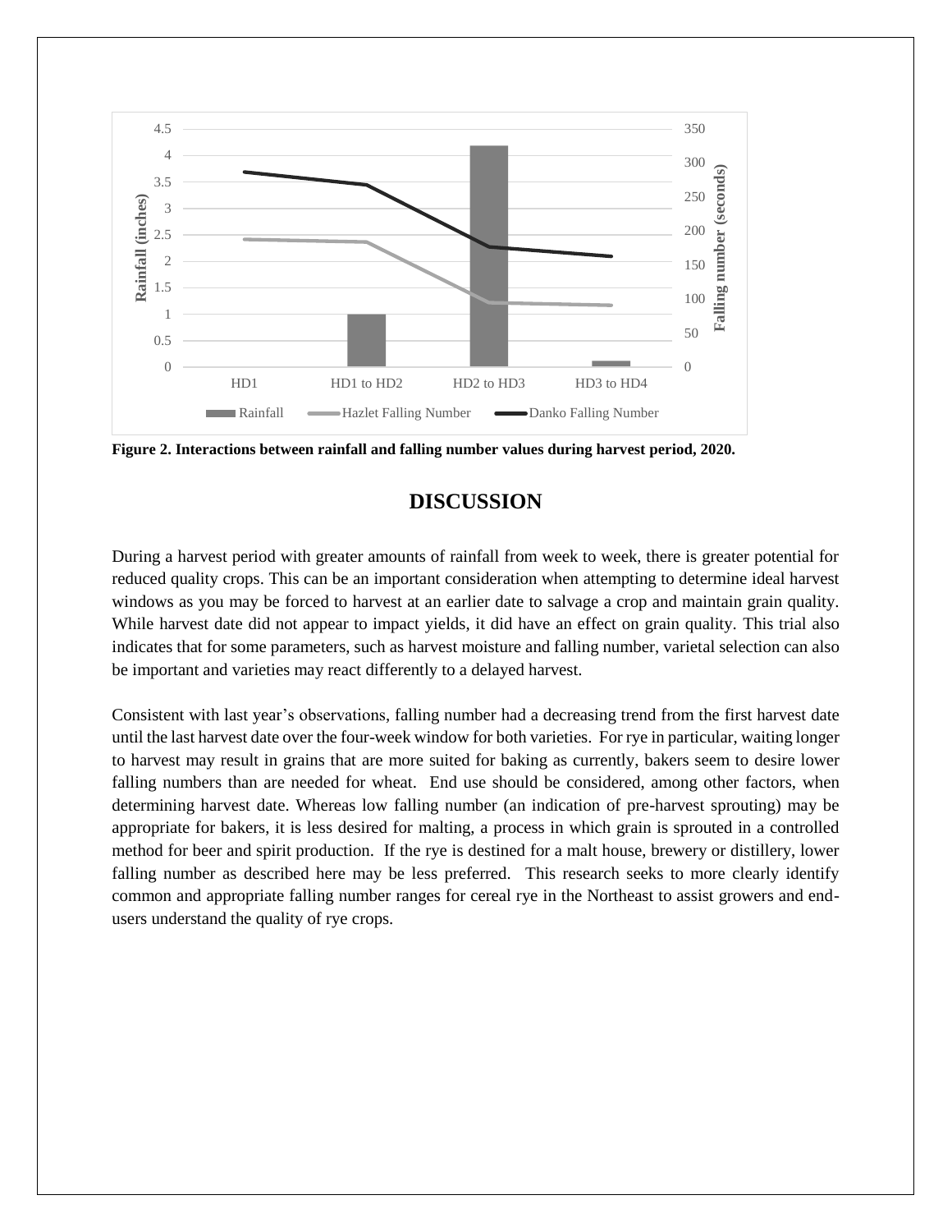Figure 2. Interactions between rainfall and falling number values during harvest period, 2020.

# DISCUSSION

During a harvest period with greater amounts of rainfall from week to week, there is greater potential for reduced quality crops. This can be an important consideration when attempting to determine ideal harvest windows as you may be forced to harvest at an earlier date to salvage a crop and maintain grain quality. While harvest date did not appear to impact yields, it did have an effect on grain quality. This trial also indicates that for some parameters, such as harvest moisture and falling number, varietal selection can also be important and varieties may react differently to a delayed harvest.

Consistent with last year's observations, falling number had a decreasing trend from the first harvest date until the last harvest date over the four-week window for both varieties. For rye in particular, waiting longer to harvest may result in grains that are more suited for baking as currently, bakers seem to desire lower falling numbers than are needed for wheat. End use should be considered, among other factors, when determining harvest date. Whereas low falling number (an indication of pre-harvest sprouting) may be appropriate for bakers, it is less desired for malting, a process in which grain is sprouted in a controlled method for beer and spirit production. If the rye is destined for a malt house, brewery or distillery, lower falling number as described here may be less preferred. This research seeks to more clearly identify common and appropriate falling number ranges for cereal rye in the Northeast to assist growers and end-users understand the quality of rye crops.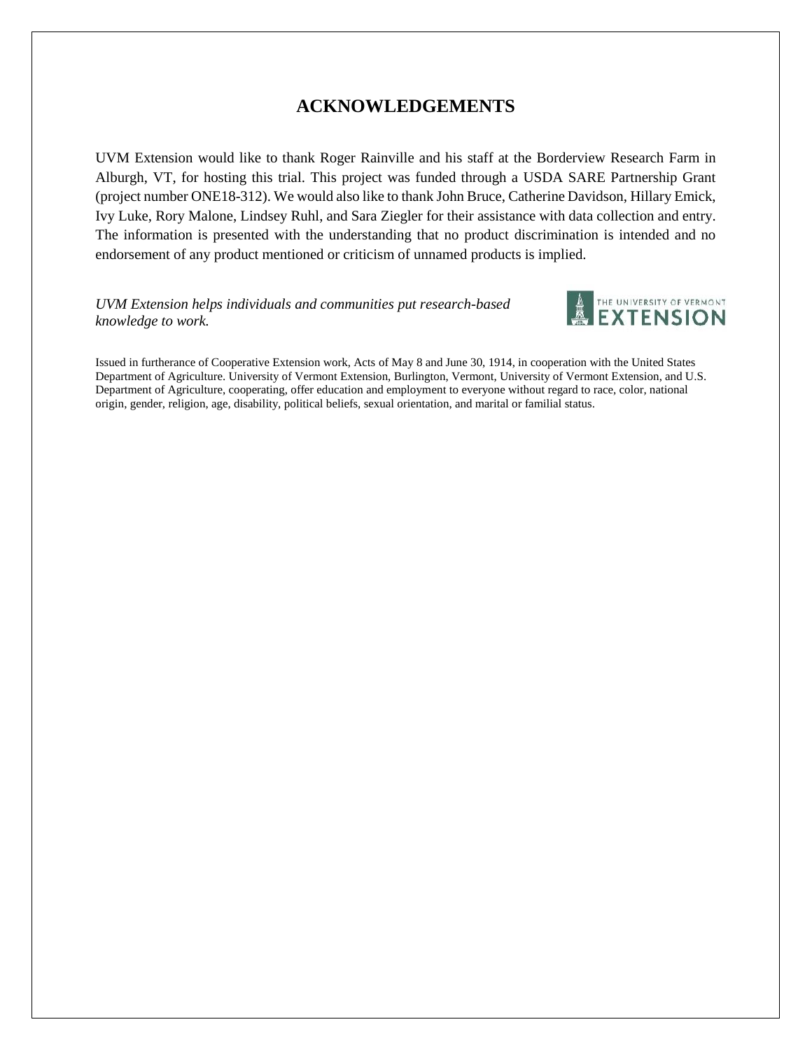# ACKNOWLEDGEMENTS

UVM Extension would like to thank Roger Rainville and his staff at the Borderview Research Farm in Alburgh, VT, for hosting this trial. This project was funded through a USDA SARE Partnership Grant (project number ONE18-312). We would also like to thank John Bruce, Catherine Davidson, Hillary Emick, Ivy Luke, Rory Malone, Lindsey Ruhl, and Sara Ziegler for their assistance with data collection and entry. The information is presented with the understanding that no product discrimination is intended and no endorsement of any product mentioned or criticism of unnamed products is implied.

*UVM Extension helps individuals and communities put research-based knowledge to work.*

THE UNIVERSITY OF VERMONT EXTENSION

Issued in furtherance of Cooperative Extension work, Acts of May 8 and June 30, 1914, in cooperation with the United States Department of Agriculture. University of Vermont Extension, Burlington, Vermont, University of Vermont Extension, and U.S. Department of Agriculture, cooperating, offer education and employment to everyone without regard to race, color, national origin, gender, religion, age, disability, political beliefs, sexual orientation, and marital or familial status.